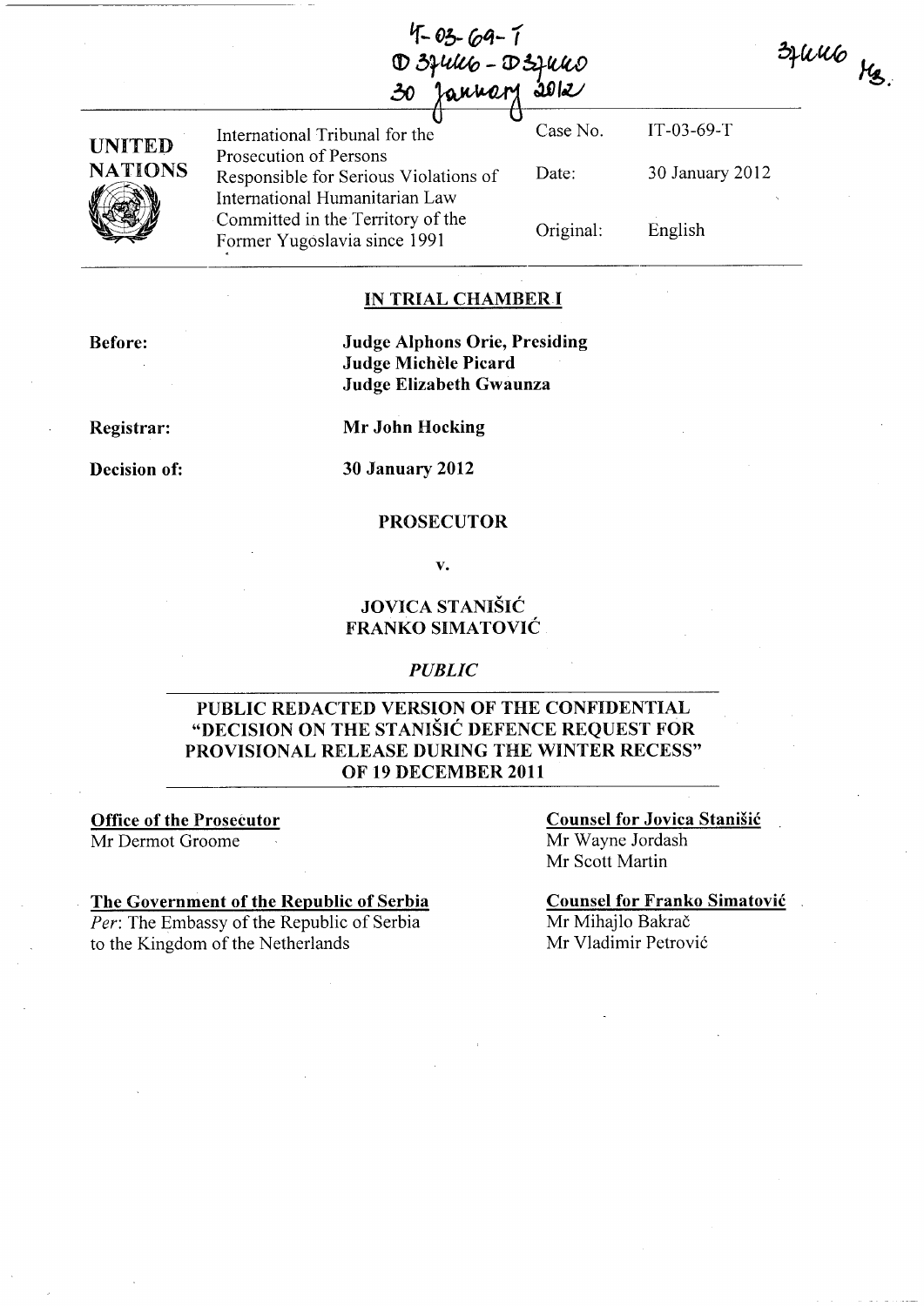IT-03-69-T
D 37446 - D 37440
30 January 2012

37446 MB.

| UNITED NATIONS | International Tribunal for the Prosecution of Persons Responsible for Serious Violations of International Humanitarian Law Committed in the Territory of the Former Yugoslavia since 1991 | Case No. | IT-03-69-T |
|---|---|---|---|
| | | Date: | 30 January 2012 |
| | | Original: | English |

## IN TRIAL CHAMBER I

**Before:** **Judge Alphons Orie, Presiding**
**Judge Michèle Picard**
**Judge Elizabeth Gwaunza**

**Registrar:** **Mr John Hocking**

**Decision of:** **30 January 2012**

**PROSECUTOR**

**v.**

**JOVICA STANIŠIĆ**
**FRANKO SIMATOVIĆ**

***PUBLIC***

**PUBLIC REDACTED VERSION OF THE CONFIDENTIAL "DECISION ON THE STANIŠIĆ DEFENCE REQUEST FOR PROVISIONAL RELEASE DURING THE WINTER RECESS" OF 19 DECEMBER 2011**

**Office of the Prosecutor**
Mr Dermot Groome

**The Government of the Republic of Serbia**
*Per*: The Embassy of the Republic of Serbia to the Kingdom of the Netherlands

**Counsel for Jovica Stanišić**
Mr Wayne Jordash
Mr Scott Martin

**Counsel for Franko Simatović**
Mr Mihajlo Bakrač
Mr Vladimir Petrović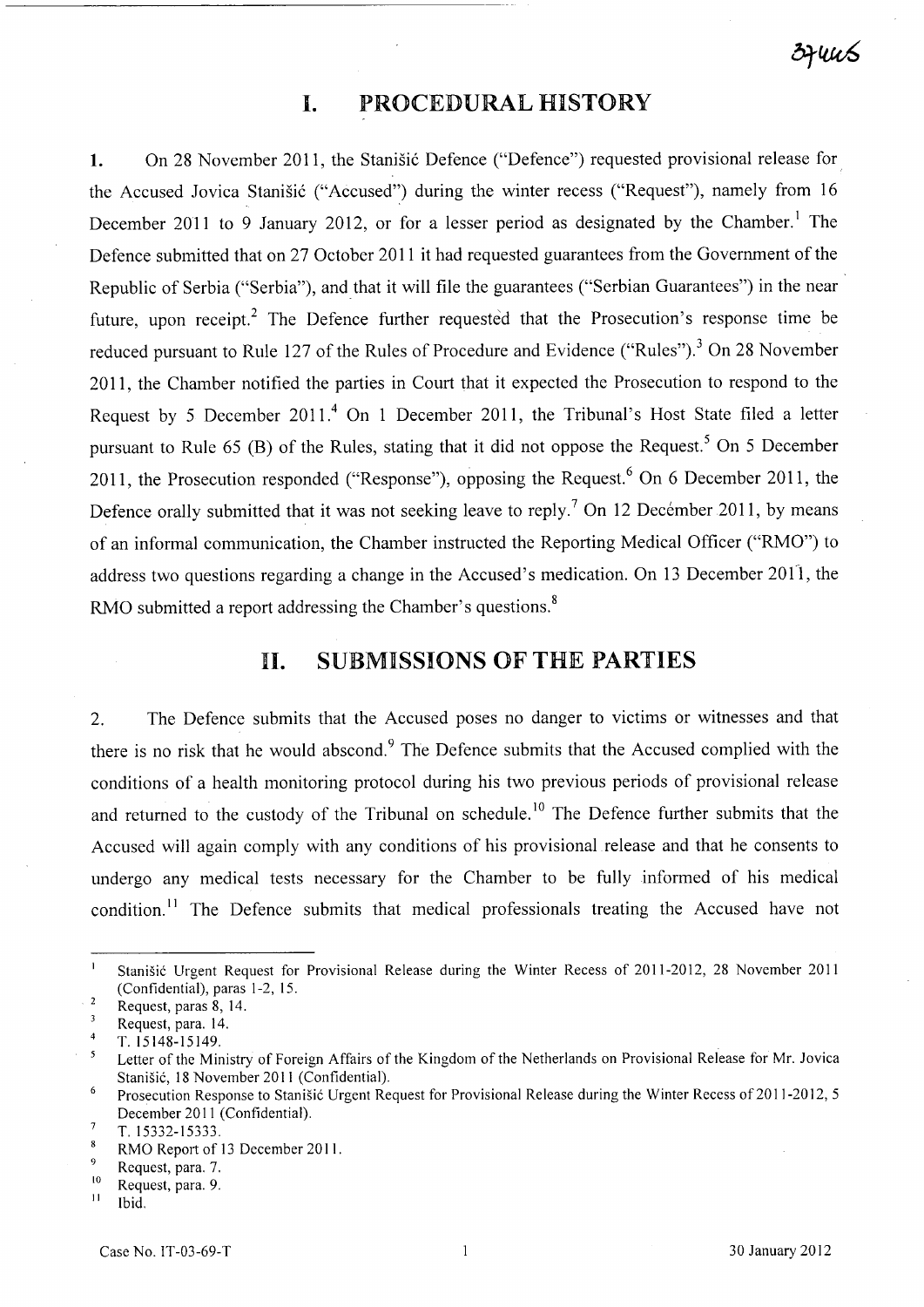# I. PROCEDURAL HISTORY

1. On 28 November 2011, the Stanišić Defence ("Defence") requested provisional release for the Accused Jovica Stanišić ("Accused") during the winter recess ("Request"), namely from 16 December 2011 to 9 January 2012, or for a lesser period as designated by the Chamber.[1] The Defence submitted that on 27 October 2011 it had requested guarantees from the Government of the Republic of Serbia ("Serbia"), and that it will file the guarantees ("Serbian Guarantees") in the near future, upon receipt.[2] The Defence further requested that the Prosecution's response time be reduced pursuant to Rule 127 of the Rules of Procedure and Evidence ("Rules").[3] On 28 November 2011, the Chamber notified the parties in Court that it expected the Prosecution to respond to the Request by 5 December 2011.[4] On 1 December 2011, the Tribunal's Host State filed a letter pursuant to Rule 65 (B) of the Rules, stating that it did not oppose the Request.[5] On 5 December 2011, the Prosecution responded ("Response"), opposing the Request.[6] On 6 December 2011, the Defence orally submitted that it was not seeking leave to reply.[7] On 12 December 2011, by means of an informal communication, the Chamber instructed the Reporting Medical Officer ("RMO") to address two questions regarding a change in the Accused's medication. On 13 December 2011, the RMO submitted a report addressing the Chamber's questions.[8]

# II. SUBMISSIONS OF THE PARTIES

2. The Defence submits that the Accused poses no danger to victims or witnesses and that there is no risk that he would abscond.[9] The Defence submits that the Accused complied with the conditions of a health monitoring protocol during his two previous periods of provisional release and returned to the custody of the Tribunal on schedule.[10] The Defence further submits that the Accused will again comply with any conditions of his provisional release and that he consents to undergo any medical tests necessary for the Chamber to be fully informed of his medical condition.[11] The Defence submits that medical professionals treating the Accused have not

---

[1] Stanišić Urgent Request for Provisional Release during the Winter Recess of 2011-2012, 28 November 2011 (Confidential), paras 1-2, 15.

[2] Request, paras 8, 14.

[3] Request, para. 14.

[4] T. 15148-15149.

[5] Letter of the Ministry of Foreign Affairs of the Kingdom of the Netherlands on Provisional Release for Mr. Jovica Stanišić, 18 November 2011 (Confidential).

[6] Prosecution Response to Stanišić Urgent Request for Provisional Release during the Winter Recess of 2011-2012, 5 December 2011 (Confidential).

[7] T. 15332-15333.

[8] RMO Report of 13 December 2011.

[9] Request, para. 7.

[10] Request, para. 9.

[11] Ibid.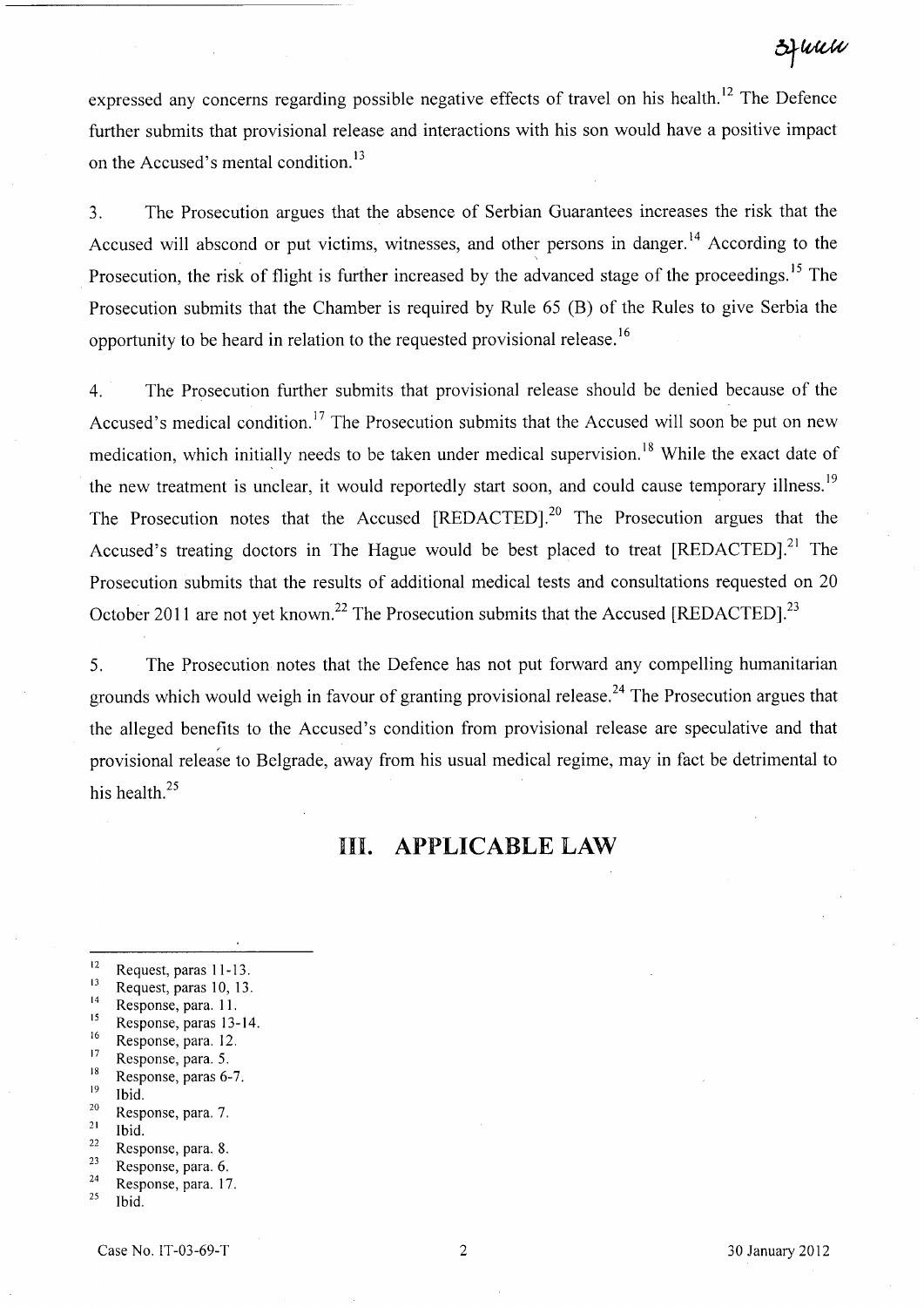expressed any concerns regarding possible negative effects of travel on his health.[12] The Defence further submits that provisional release and interactions with his son would have a positive impact on the Accused's mental condition.[13]

3. The Prosecution argues that the absence of Serbian Guarantees increases the risk that the Accused will abscond or put victims, witnesses, and other persons in danger.[14] According to the Prosecution, the risk of flight is further increased by the advanced stage of the proceedings.[15] The Prosecution submits that the Chamber is required by Rule 65 (B) of the Rules to give Serbia the opportunity to be heard in relation to the requested provisional release.[16]

4. The Prosecution further submits that provisional release should be denied because of the Accused's medical condition.[17] The Prosecution submits that the Accused will soon be put on new medication, which initially needs to be taken under medical supervision.[18] While the exact date of the new treatment is unclear, it would reportedly start soon, and could cause temporary illness.[19] The Prosecution notes that the Accused [REDACTED].[20] The Prosecution argues that the Accused's treating doctors in The Hague would be best placed to treat [REDACTED].[21] The Prosecution submits that the results of additional medical tests and consultations requested on 20 October 2011 are not yet known.[22] The Prosecution submits that the Accused [REDACTED].[23]

5. The Prosecution notes that the Defence has not put forward any compelling humanitarian grounds which would weigh in favour of granting provisional release.[24] The Prosecution argues that the alleged benefits to the Accused's condition from provisional release are speculative and that provisional release to Belgrade, away from his usual medical regime, may in fact be detrimental to his health.[25]

# III. APPLICABLE LAW

---

[12] Request, paras 11-13.
[13] Request, paras 10, 13.
[14] Response, para. 11.
[15] Response, paras 13-14.
[16] Response, para. 12.
[17] Response, para. 5.
[18] Response, paras 6-7.
[19] Ibid.
[20] Response, para. 7.
[21] Ibid.
[22] Response, para. 8.
[23] Response, para. 6.
[24] Response, para. 17.
[25] Ibid.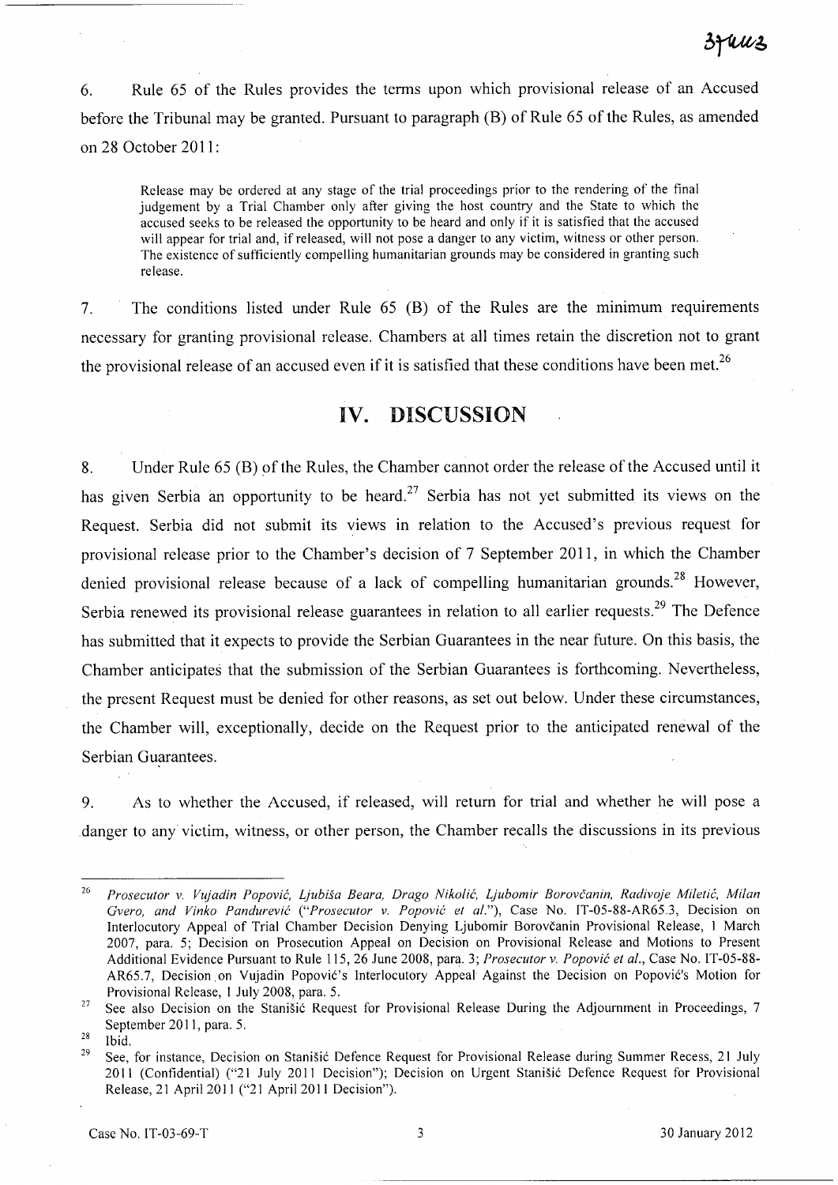6. Rule 65 of the Rules provides the terms upon which provisional release of an Accused before the Tribunal may be granted. Pursuant to paragraph (B) of Rule 65 of the Rules, as amended on 28 October 2011:

> Release may be ordered at any stage of the trial proceedings prior to the rendering of the final judgement by a Trial Chamber only after giving the host country and the State to which the accused seeks to be released the opportunity to be heard and only if it is satisfied that the accused will appear for trial and, if released, will not pose a danger to any victim, witness or other person. The existence of sufficiently compelling humanitarian grounds may be considered in granting such release.

7. The conditions listed under Rule 65 (B) of the Rules are the minimum requirements necessary for granting provisional release. Chambers at all times retain the discretion not to grant the provisional release of an accused even if it is satisfied that these conditions have been met.[26]

## IV. DISCUSSION

8. Under Rule 65 (B) of the Rules, the Chamber cannot order the release of the Accused until it has given Serbia an opportunity to be heard.[27] Serbia has not yet submitted its views on the Request. Serbia did not submit its views in relation to the Accused's previous request for provisional release prior to the Chamber's decision of 7 September 2011, in which the Chamber denied provisional release because of a lack of compelling humanitarian grounds.[28] However, Serbia renewed its provisional release guarantees in relation to all earlier requests.[29] The Defence has submitted that it expects to provide the Serbian Guarantees in the near future. On this basis, the Chamber anticipates that the submission of the Serbian Guarantees is forthcoming. Nevertheless, the present Request must be denied for other reasons, as set out below. Under these circumstances, the Chamber will, exceptionally, decide on the Request prior to the anticipated renewal of the Serbian Guarantees.

9. As to whether the Accused, if released, will return for trial and whether he will pose a danger to any victim, witness, or other person, the Chamber recalls the discussions in its previous

---

[26] *Prosecutor v. Vujadin Popović, Ljubiša Beara, Drago Nikolić, Ljubomir Borovčanin, Radivoje Miletić, Milan Gvero, and Vinko Pandurević* ("*Prosecutor v. Popović et al.*"), Case No. IT-05-88-AR65.3, Decision on Interlocutory Appeal of Trial Chamber Decision Denying Ljubomir Borovčanin Provisional Release, 1 March 2007, para. 5; Decision on Prosecution Appeal on Decision on Provisional Release and Motions to Present Additional Evidence Pursuant to Rule 115, 26 June 2008, para. 3; *Prosecutor v. Popović et al.*, Case No. IT-05-88-AR65.7, Decision on Vujadin Popović's Interlocutory Appeal Against the Decision on Popović's Motion for Provisional Release, 1 July 2008, para. 5.

[27] See also Decision on the Stanišić Request for Provisional Release During the Adjournment in Proceedings, 7 September 2011, para. 5.

[28] Ibid.

[29] See, for instance, Decision on Stanišić Defence Request for Provisional Release during Summer Recess, 21 July 2011 (Confidential) ("21 July 2011 Decision"); Decision on Urgent Stanišić Defence Request for Provisional Release, 21 April 2011 ("21 April 2011 Decision").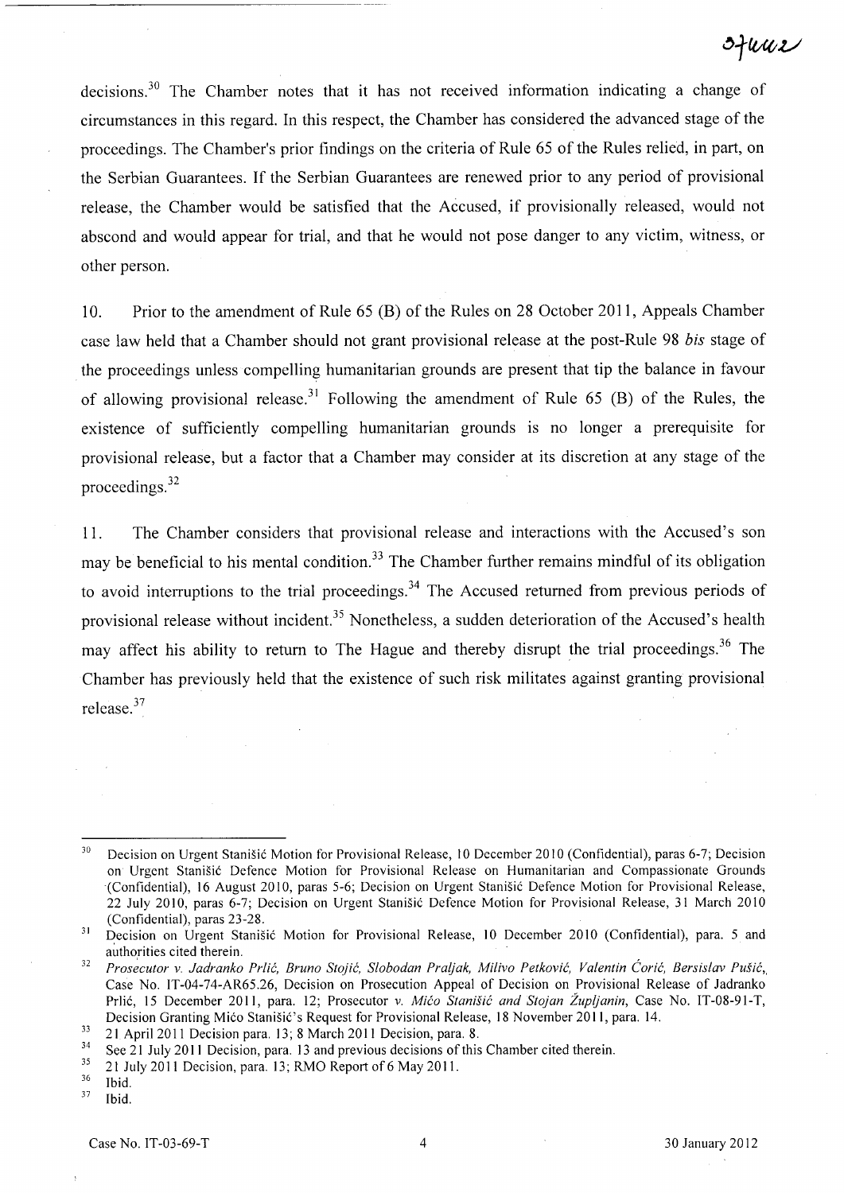decisions.[30] The Chamber notes that it has not received information indicating a change of circumstances in this regard. In this respect, the Chamber has considered the advanced stage of the proceedings. The Chamber's prior findings on the criteria of Rule 65 of the Rules relied, in part, on the Serbian Guarantees. If the Serbian Guarantees are renewed prior to any period of provisional release, the Chamber would be satisfied that the Accused, if provisionally released, would not abscond and would appear for trial, and that he would not pose danger to any victim, witness, or other person.

10. Prior to the amendment of Rule 65 (B) of the Rules on 28 October 2011, Appeals Chamber case law held that a Chamber should not grant provisional release at the post-Rule 98 *bis* stage of the proceedings unless compelling humanitarian grounds are present that tip the balance in favour of allowing provisional release.[31] Following the amendment of Rule 65 (B) of the Rules, the existence of sufficiently compelling humanitarian grounds is no longer a prerequisite for provisional release, but a factor that a Chamber may consider at its discretion at any stage of the proceedings.[32]

11. The Chamber considers that provisional release and interactions with the Accused's son may be beneficial to his mental condition.[33] The Chamber further remains mindful of its obligation to avoid interruptions to the trial proceedings.[34] The Accused returned from previous periods of provisional release without incident.[35] Nonetheless, a sudden deterioration of the Accused's health may affect his ability to return to The Hague and thereby disrupt the trial proceedings.[36] The Chamber has previously held that the existence of such risk militates against granting provisional release.[37]

---

[30] Decision on Urgent Stanišić Motion for Provisional Release, 10 December 2010 (Confidential), paras 6-7; Decision on Urgent Stanišić Defence Motion for Provisional Release on Humanitarian and Compassionate Grounds (Confidential), 16 August 2010, paras 5-6; Decision on Urgent Stanišić Defence Motion for Provisional Release, 22 July 2010, paras 6-7; Decision on Urgent Stanišić Defence Motion for Provisional Release, 31 March 2010 (Confidential), paras 23-28.

[31] Decision on Urgent Stanišić Motion for Provisional Release, 10 December 2010 (Confidential), para. 5 and authorities cited therein.

[32] *Prosecutor v. Jadranko Prlić, Bruno Stojić, Slobodan Praljak, Milivo Petković, Valentin Ćorić, Bersislav Pušić*, Case No. IT-04-74-AR65.26, Decision on Prosecution Appeal of Decision on Provisional Release of Jadranko Prlić, 15 December 2011, para. 12; Prosecutor *v. Mićo Stanišić and Stojan Župljanin*, Case No. IT-08-91-T, Decision Granting Mićo Stanišić's Request for Provisional Release, 18 November 2011, para. 14.

[33] 21 April 2011 Decision para. 13; 8 March 2011 Decision, para. 8.

[34] See 21 July 2011 Decision, para. 13 and previous decisions of this Chamber cited therein.

[35] 21 July 2011 Decision, para. 13; RMO Report of 6 May 2011.

[36] Ibid.

[37] Ibid.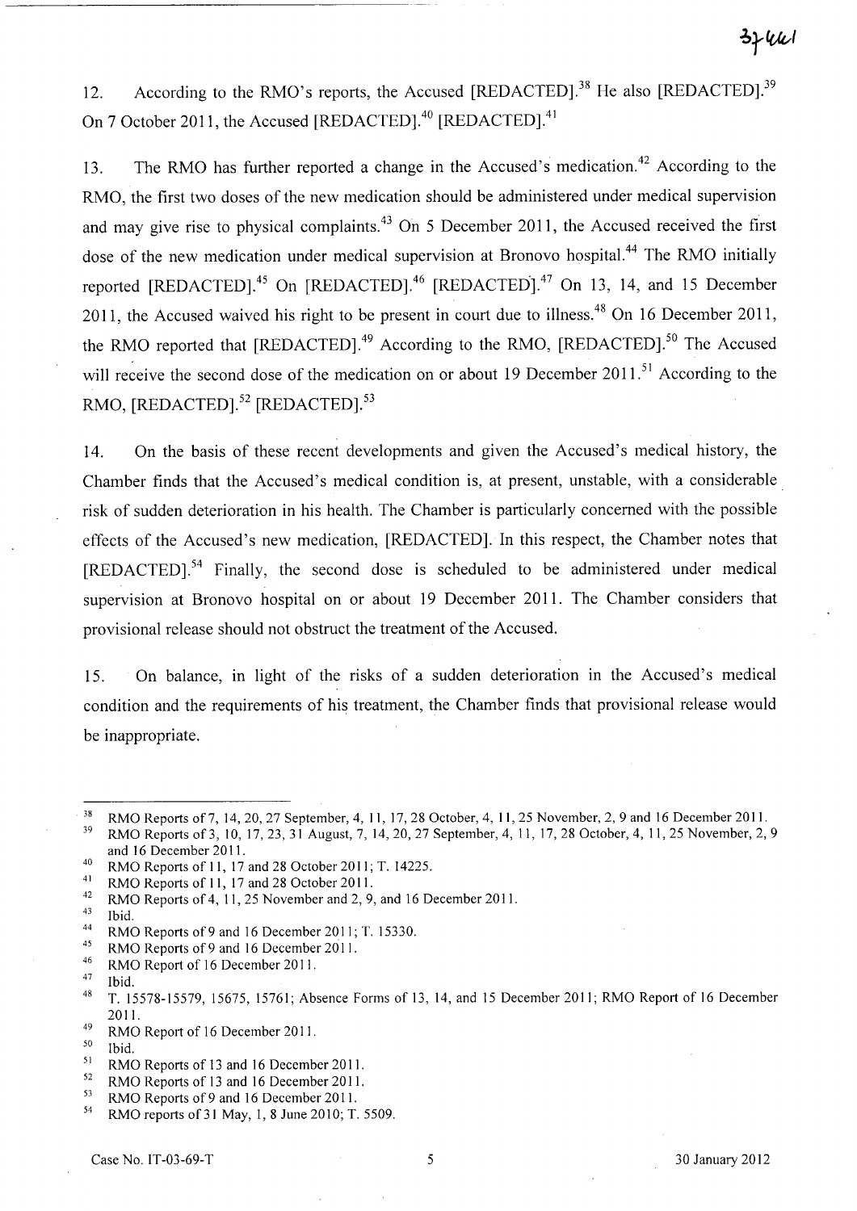12. According to the RMO's reports, the Accused [REDACTED].[38] He also [REDACTED].[39] On 7 October 2011, the Accused [REDACTED].[40] [REDACTED].[41]

13. The RMO has further reported a change in the Accused's medication.[42] According to the RMO, the first two doses of the new medication should be administered under medical supervision and may give rise to physical complaints.[43] On 5 December 2011, the Accused received the first dose of the new medication under medical supervision at Bronovo hospital.[44] The RMO initially reported [REDACTED].[45] On [REDACTED].[46] [REDACTED].[47] On 13, 14, and 15 December 2011, the Accused waived his right to be present in court due to illness.[48] On 16 December 2011, the RMO reported that [REDACTED].[49] According to the RMO, [REDACTED].[50] The Accused will receive the second dose of the medication on or about 19 December 2011.[51] According to the RMO, [REDACTED].[52] [REDACTED].[53]

14. On the basis of these recent developments and given the Accused's medical history, the Chamber finds that the Accused's medical condition is, at present, unstable, with a considerable risk of sudden deterioration in his health. The Chamber is particularly concerned with the possible effects of the Accused's new medication, [REDACTED]. In this respect, the Chamber notes that [REDACTED].[54] Finally, the second dose is scheduled to be administered under medical supervision at Bronovo hospital on or about 19 December 2011. The Chamber considers that provisional release should not obstruct the treatment of the Accused.

15. On balance, in light of the risks of a sudden deterioration in the Accused's medical condition and the requirements of his treatment, the Chamber finds that provisional release would be inappropriate.

---

[38] RMO Reports of 7, 14, 20, 27 September, 4, 11, 17, 28 October, 4, 11, 25 November, 2, 9 and 16 December 2011.

[39] RMO Reports of 3, 10, 17, 23, 31 August, 7, 14, 20, 27 September, 4, 11, 17, 28 October, 4, 11, 25 November, 2, 9 and 16 December 2011.

[40] RMO Reports of 11, 17 and 28 October 2011; T. 14225.

[41] RMO Reports of 11, 17 and 28 October 2011.

[42] RMO Reports of 4, 11, 25 November and 2, 9, and 16 December 2011.

[43] Ibid.

[44] RMO Reports of 9 and 16 December 2011; T. 15330.

[45] RMO Reports of 9 and 16 December 2011.

[46] RMO Report of 16 December 2011.

[47] Ibid.

[48] T. 15578-15579, 15675, 15761; Absence Forms of 13, 14, and 15 December 2011; RMO Report of 16 December 2011.

[49] RMO Report of 16 December 2011.

[50] Ibid.

[51] RMO Reports of 13 and 16 December 2011.

[52] RMO Reports of 13 and 16 December 2011.

[53] RMO Reports of 9 and 16 December 2011.

[54] RMO reports of 31 May, 1, 8 June 2010; T. 5509.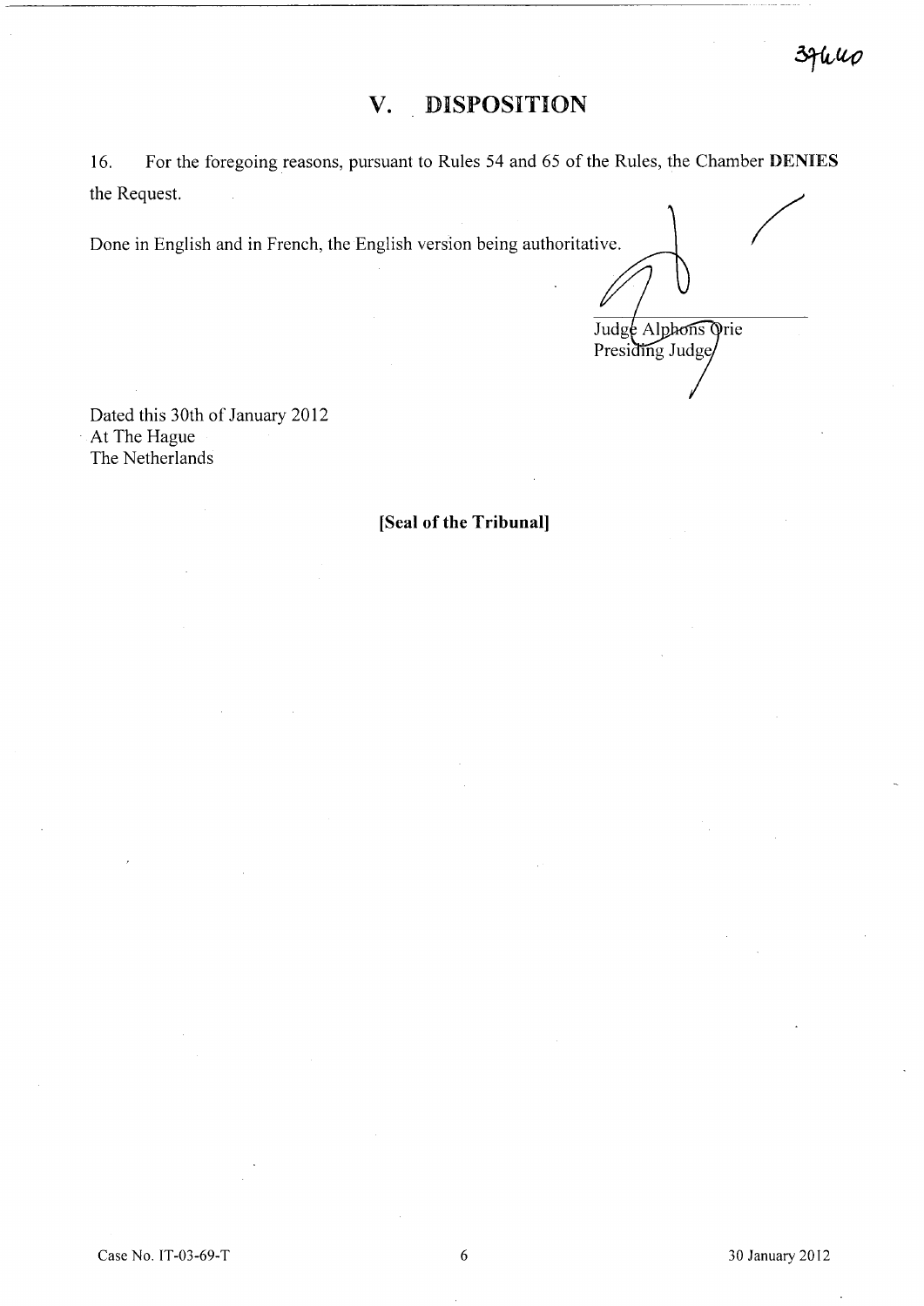# V. DISPOSITION

16. For the foregoing reasons, pursuant to Rules 54 and 65 of the Rules, the Chamber **DENIES** the Request.

Done in English and in French, the English version being authoritative.

Judge Alphons Orie
Presiding Judge

Dated this 30th of January 2012
At The Hague
The Netherlands

**[Seal of the Tribunal]**